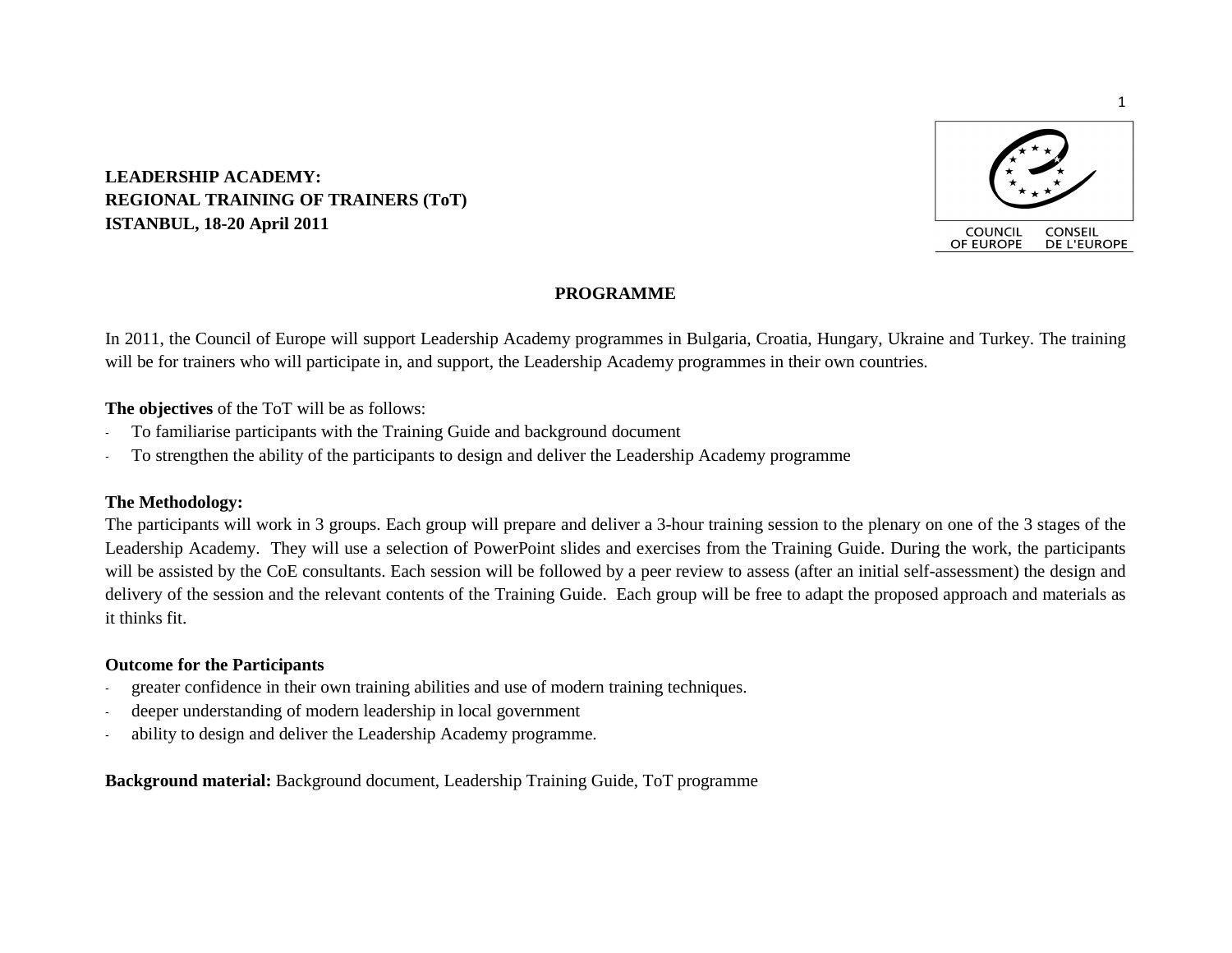**LEADERSHIP ACADEMY:**
**REGIONAL TRAINING OF TRAINERS (ToT)**
**ISTANBUL, 18-20 April 2011**

COUNCIL OF EUROPE CONSEIL DE L'EUROPE

# PROGRAMME

In 2011, the Council of Europe will support Leadership Academy programmes in Bulgaria, Croatia, Hungary, Ukraine and Turkey. The training will be for trainers who will participate in, and support, the Leadership Academy programmes in their own countries.

**The objectives** of the ToT will be as follows:

- To familiarise participants with the Training Guide and background document
- To strengthen the ability of the participants to design and deliver the Leadership Academy programme

**The Methodology:**
The participants will work in 3 groups. Each group will prepare and deliver a 3-hour training session to the plenary on one of the 3 stages of the Leadership Academy. They will use a selection of PowerPoint slides and exercises from the Training Guide. During the work, the participants will be assisted by the CoE consultants. Each session will be followed by a peer review to assess (after an initial self-assessment) the design and delivery of the session and the relevant contents of the Training Guide. Each group will be free to adapt the proposed approach and materials as it thinks fit.

**Outcome for the Participants**

- greater confidence in their own training abilities and use of modern training techniques.
- deeper understanding of modern leadership in local government
- ability to design and deliver the Leadership Academy programme.

**Background material:** Background document, Leadership Training Guide, ToT programme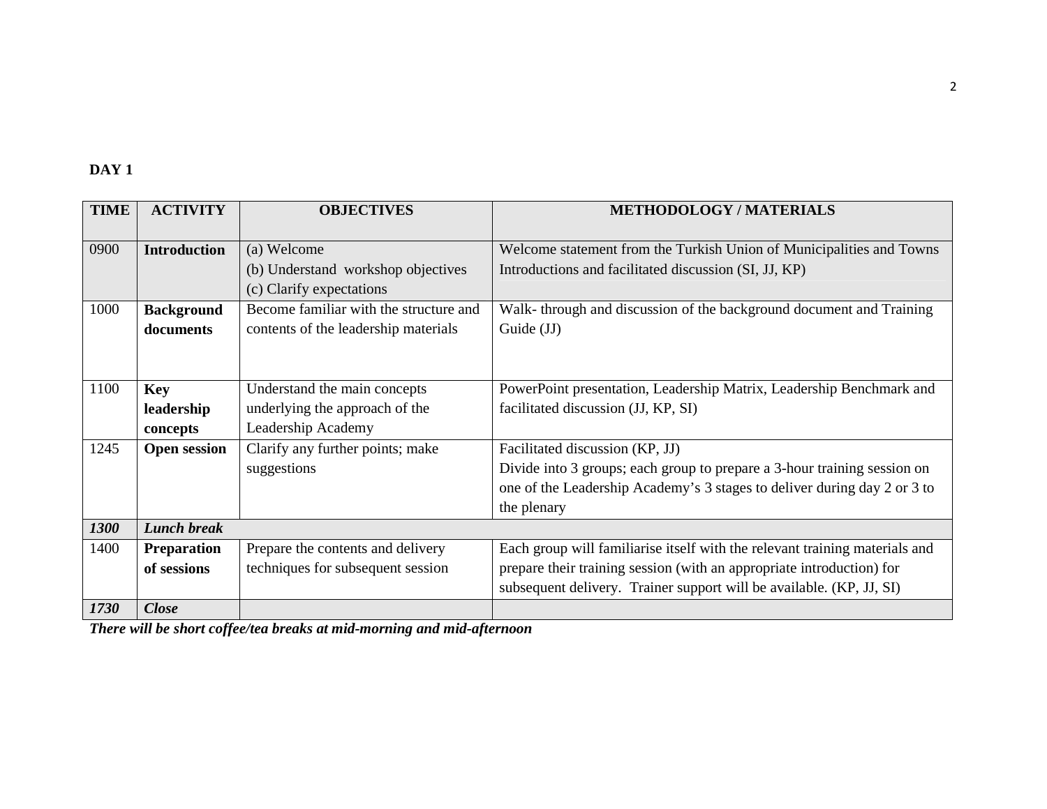**DAY 1**

| TIME | ACTIVITY | OBJECTIVES | METHODOLOGY / MATERIALS |
|---|---|---|---|
| 0900 | **Introduction** | (a) Welcome<br>(b) Understand workshop objectives<br>(c) Clarify expectations | Welcome statement from the Turkish Union of Municipalities and Towns<br>Introductions and facilitated discussion (SI, JJ, KP) |
| 1000 | **Background documents** | Become familiar with the structure and contents of the leadership materials | Walk- through and discussion of the background document and Training Guide (JJ) |
| 1100 | **Key leadership concepts** | Understand the main concepts underlying the approach of the Leadership Academy | PowerPoint presentation, Leadership Matrix, Leadership Benchmark and facilitated discussion (JJ, KP, SI) |
| 1245 | **Open session** | Clarify any further points; make suggestions | Facilitated discussion (KP, JJ)<br>Divide into 3 groups; each group to prepare a 3-hour training session on one of the Leadership Academy's 3 stages to deliver during day 2 or 3 to the plenary |
| ***1300*** | ***Lunch break*** | | |
| 1400 | **Preparation of sessions** | Prepare the contents and delivery techniques for subsequent session | Each group will familiarise itself with the relevant training materials and prepare their training session (with an appropriate introduction) for subsequent delivery. Trainer support will be available. (KP, JJ, SI) |
| ***1730*** | ***Close*** | | |

***There will be short coffee/tea breaks at mid-morning and mid-afternoon***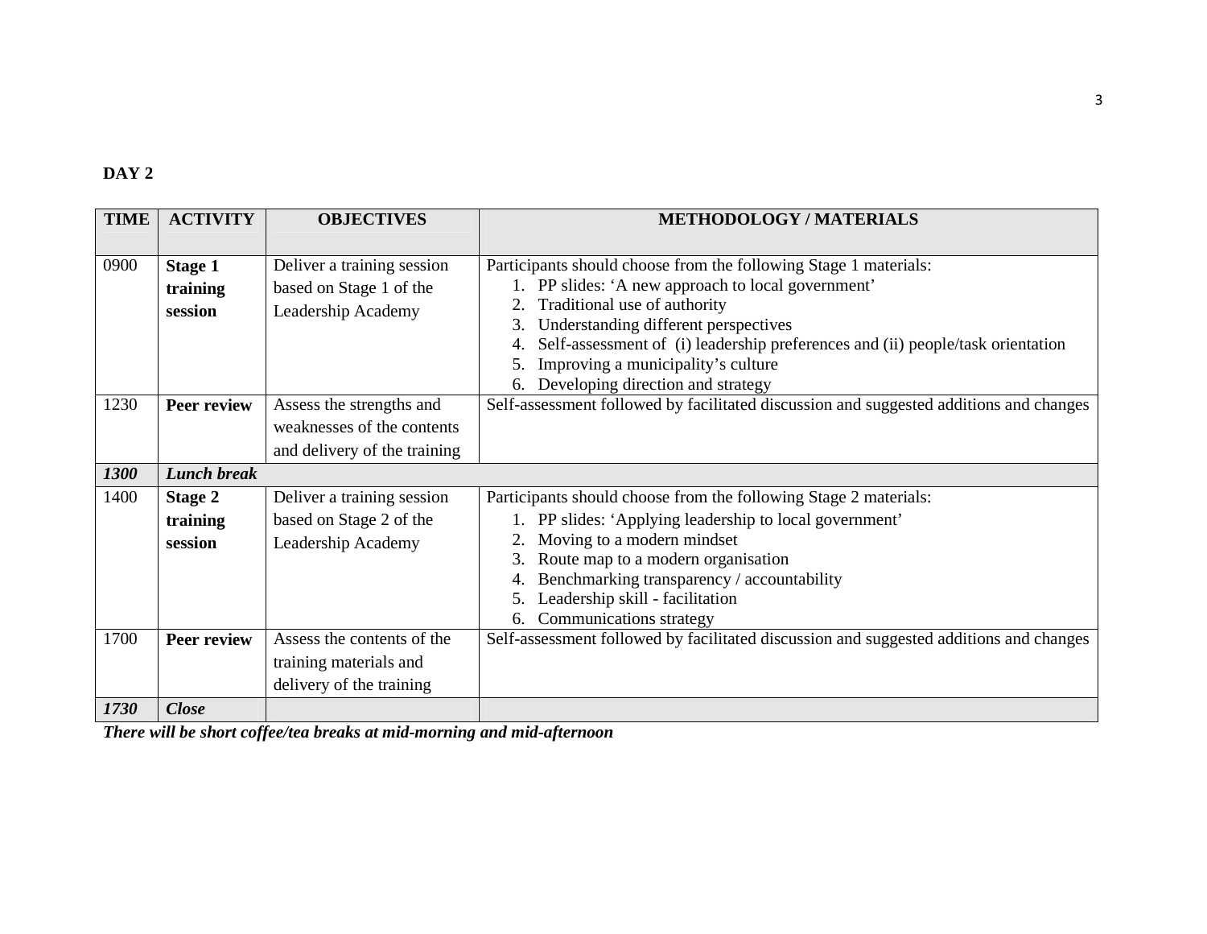**DAY 2**

| TIME | ACTIVITY | OBJECTIVES | METHODOLOGY / MATERIALS |
|---|---|---|---|
| 0900 | **Stage 1 training session** | Deliver a training session based on Stage 1 of the Leadership Academy | Participants should choose from the following Stage 1 materials:<br>1. PP slides: 'A new approach to local government'<br>2. Traditional use of authority<br>3. Understanding different perspectives<br>4. Self-assessment of (i) leadership preferences and (ii) people/task orientation<br>5. Improving a municipality's culture<br>6. Developing direction and strategy |
| 1230 | **Peer review** | Assess the strengths and weaknesses of the contents and delivery of the training | Self-assessment followed by facilitated discussion and suggested additions and changes |
| ***1300*** | ***Lunch break*** | | |
| 1400 | **Stage 2 training session** | Deliver a training session based on Stage 2 of the Leadership Academy | Participants should choose from the following Stage 2 materials:<br>1. PP slides: 'Applying leadership to local government'<br>2. Moving to a modern mindset<br>3. Route map to a modern organisation<br>4. Benchmarking transparency / accountability<br>5. Leadership skill - facilitation<br>6. Communications strategy |
| 1700 | **Peer review** | Assess the contents of the training materials and delivery of the training | Self-assessment followed by facilitated discussion and suggested additions and changes |
| ***1730*** | ***Close*** | | |

***There will be short coffee/tea breaks at mid-morning and mid-afternoon***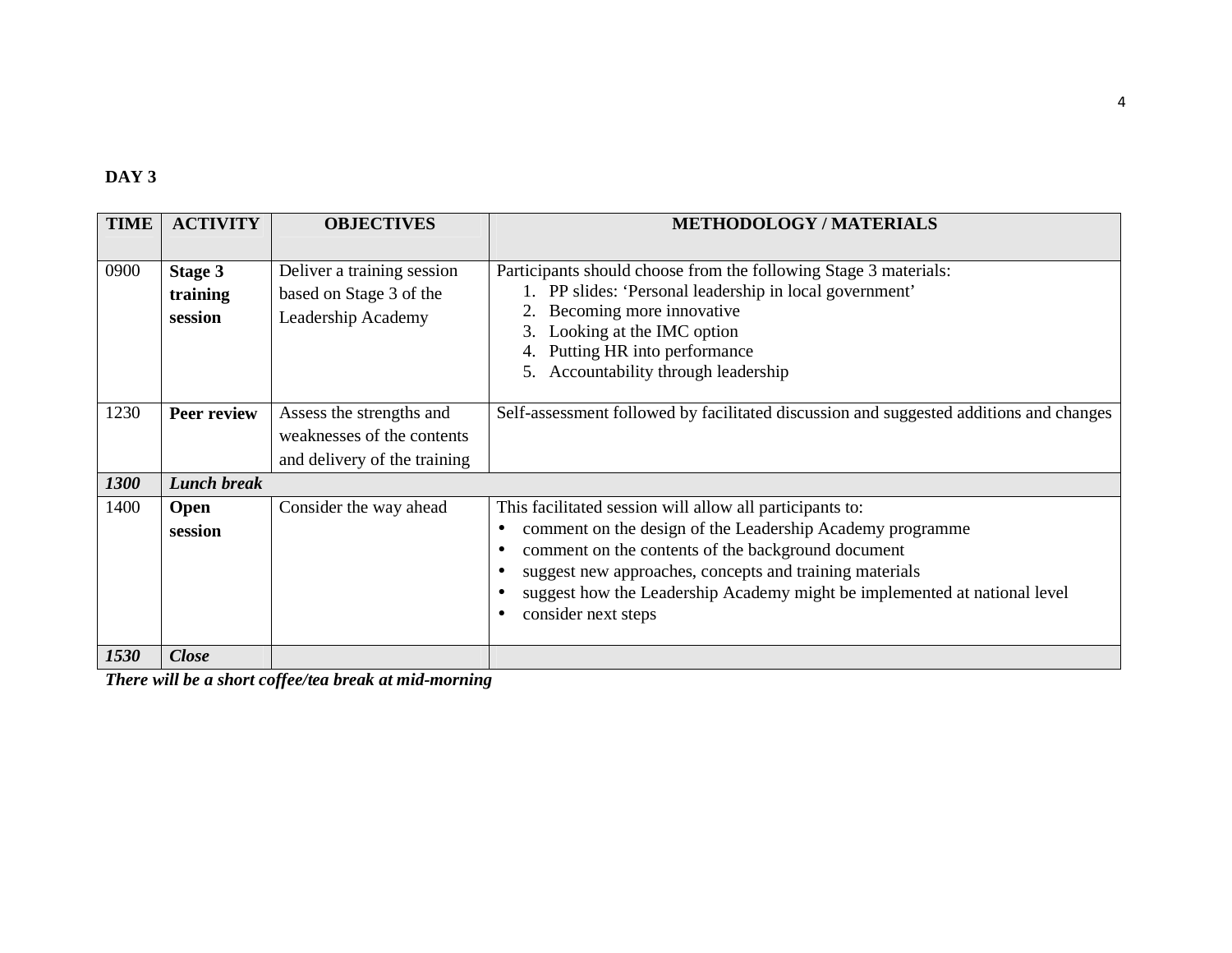**DAY 3**

| TIME | ACTIVITY | OBJECTIVES | METHODOLOGY / MATERIALS |
|---|---|---|---|
| 0900 | **Stage 3 training session** | Deliver a training session based on Stage 3 of the Leadership Academy | Participants should choose from the following Stage 3 materials:<br>1. PP slides: 'Personal leadership in local government'<br>2. Becoming more innovative<br>3. Looking at the IMC option<br>4. Putting HR into performance<br>5. Accountability through leadership |
| 1230 | **Peer review** | Assess the strengths and weaknesses of the contents and delivery of the training | Self-assessment followed by facilitated discussion and suggested additions and changes |
| ***1300*** | ***Lunch break*** | | |
| 1400 | **Open session** | Consider the way ahead | This facilitated session will allow all participants to:<br>• comment on the design of the Leadership Academy programme<br>• comment on the contents of the background document<br>• suggest new approaches, concepts and training materials<br>• suggest how the Leadership Academy might be implemented at national level<br>• consider next steps |
| ***1530*** | ***Close*** | | |

***There will be a short coffee/tea break at mid-morning***